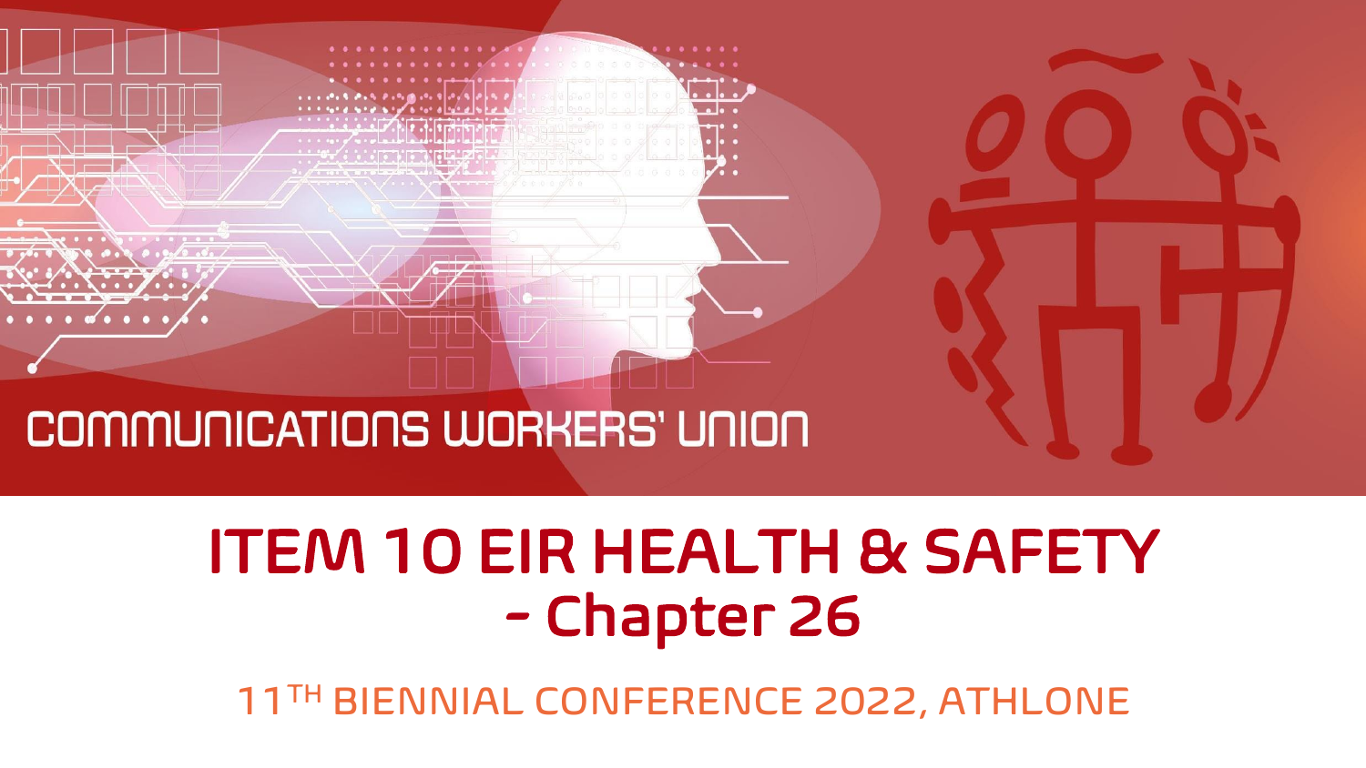COMMUNICATIONS WORKERS' UNION

# ITEM 10 EIR HEALTH & SAFETY - Chapter 26

11TH BIENNIAL CONFERENCE 2022, ATHLONE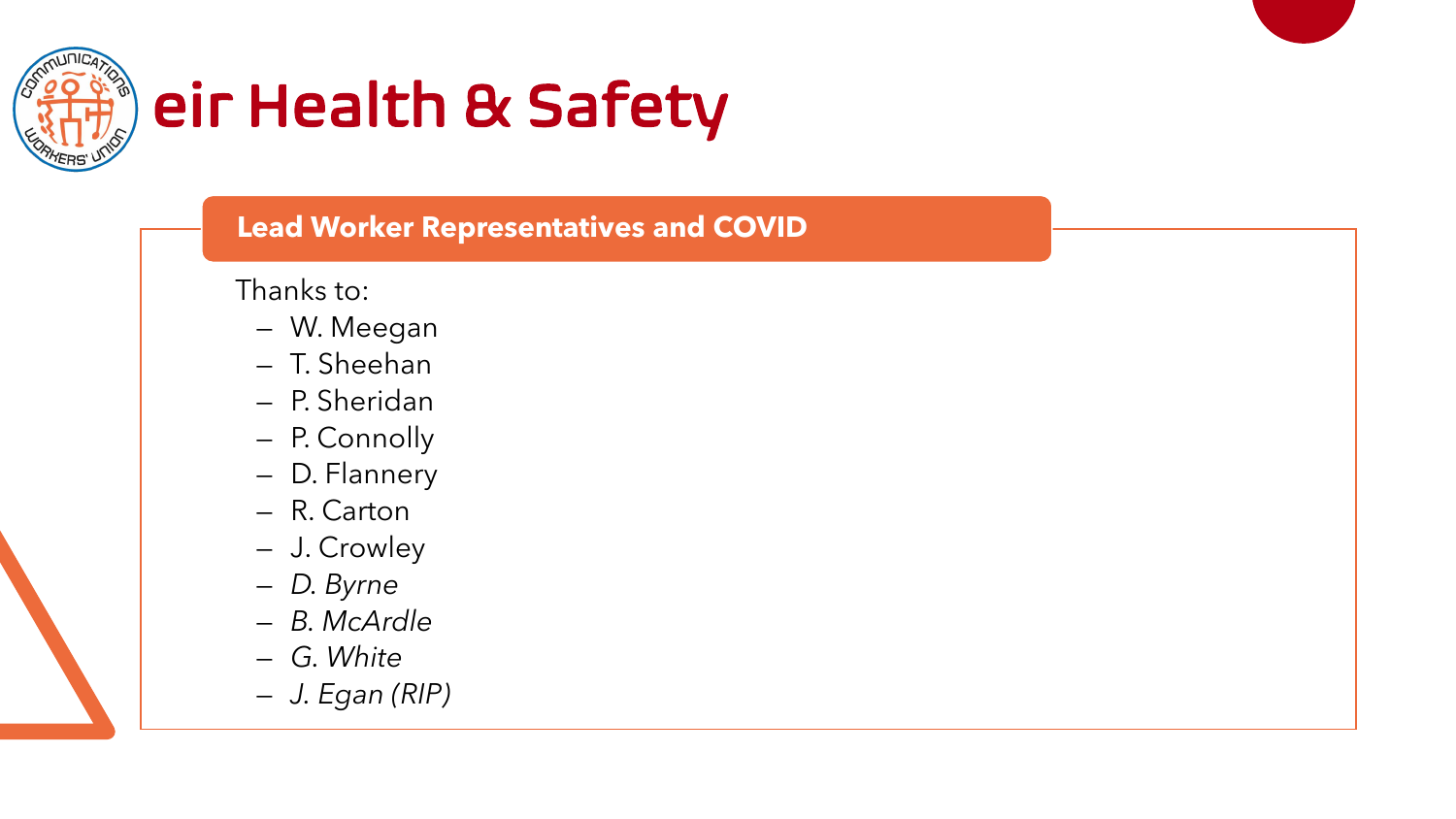# eir Health & Safety

## Lead Worker Representatives and COVID

Thanks to:

- W. Meegan
- T. Sheehan
- P. Sheridan
- P. Connolly
- D. Flannery
- R. Carton
- J. Crowley
- *D. Byrne*
- *B. McArdle*
- *G. White*
- *J. Egan (RIP)*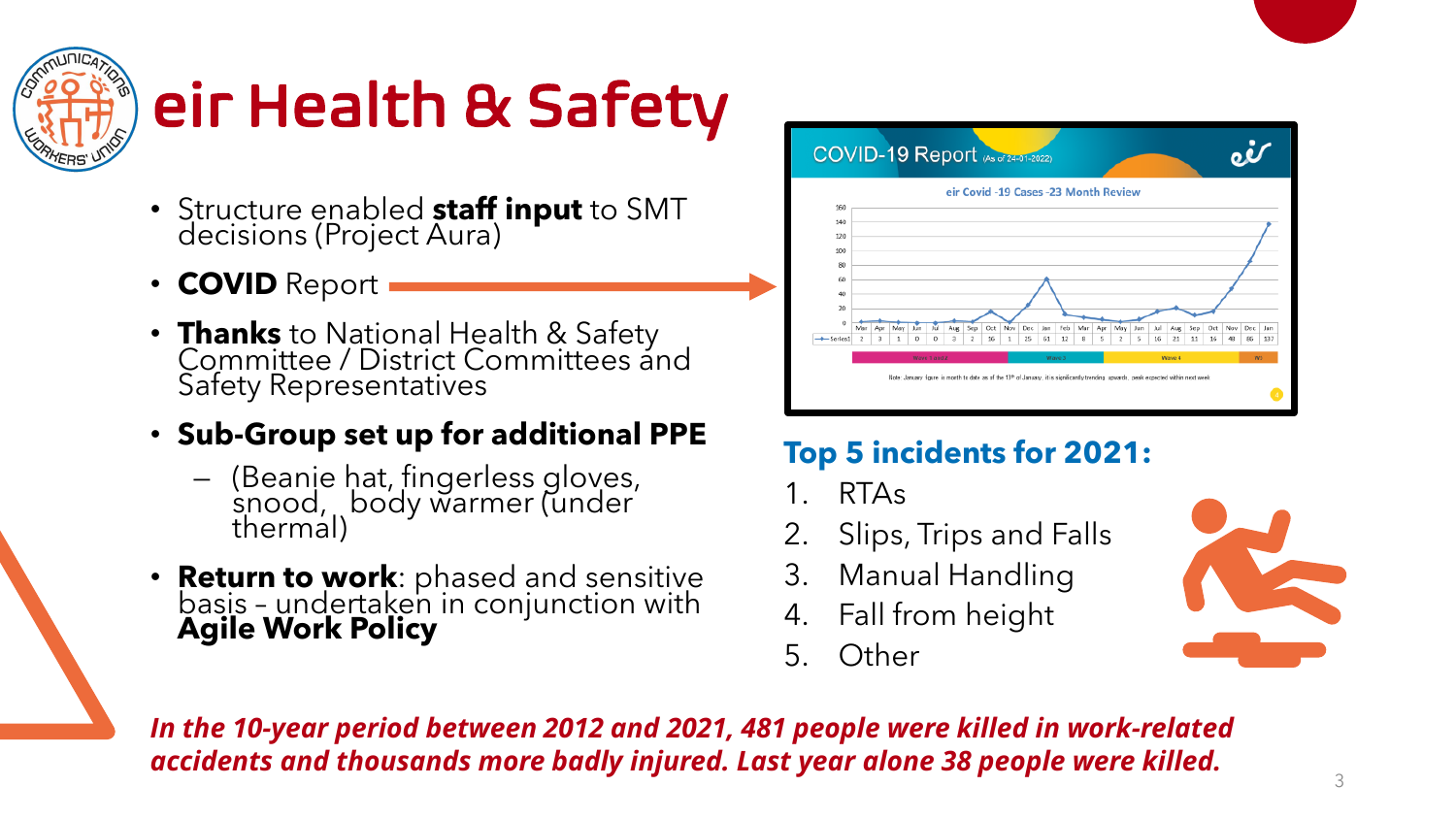# eir Health & Safety

- Structure enabled **staff input** to SMT decisions (Project Aura)
- **COVID** Report
- **Thanks** to National Health & Safety Committee / District Committees and Safety Representatives
- **Sub-Group set up for additional PPE**
  - (Beanie hat, fingerless gloves, snood, body warmer (under thermal)
- **Return to work**: phased and sensitive basis – undertaken in conjunction with **Agile Work Policy**

COVID-19 Report (As of 24-01-2022)

eir Covid -19 Cases -23 Month Review

| | Mar | Apr | May | Jun | Jul | Aug | Sep | Oct | Nov | Dec | Jan | Feb | Mar | Apr | May | Jun | Jul | Aug | Sep | Oct | Nov | Dec | Jan |
|---|---|---|---|---|---|---|---|---|---|---|---|---|---|---|---|---|---|---|---|---|---|---|---|
| Series1 | 2 | 3 | 1 | 0 | 0 | 3 | 2 | 16 | 1 | 25 | 61 | 12 | 8 | 5 | 2 | 5 | 16 | 21 | 11 | 16 | 48 | 86 | 137 |

Note: January figure is month to date as of the 13th of January: it is significantly trending upwards, peak expected within next week

## Top 5 incidents for 2021:

1. RTAs
2. Slips, Trips and Falls
3. Manual Handling
4. Fall from height
5. Other

***In the 10-year period between 2012 and 2021, 481 people were killed in work-related accidents and thousands more badly injured. Last year alone 38 people were killed.***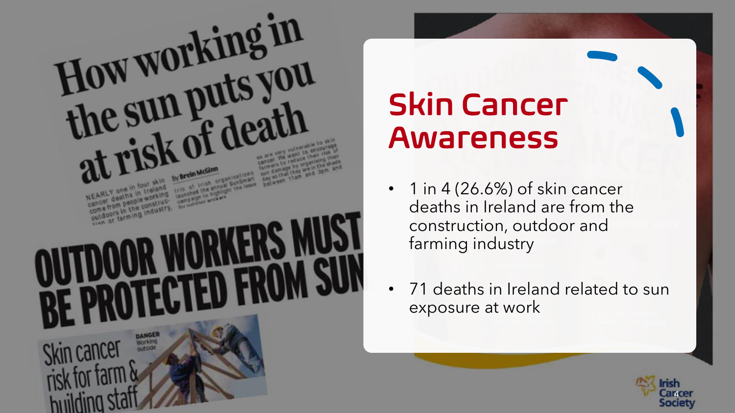## Skin Cancer Awareness

- 1 in 4 (26.6%) of skin cancer deaths in Ireland are from the construction, outdoor and farming industry
- 71 deaths in Ireland related to sun exposure at work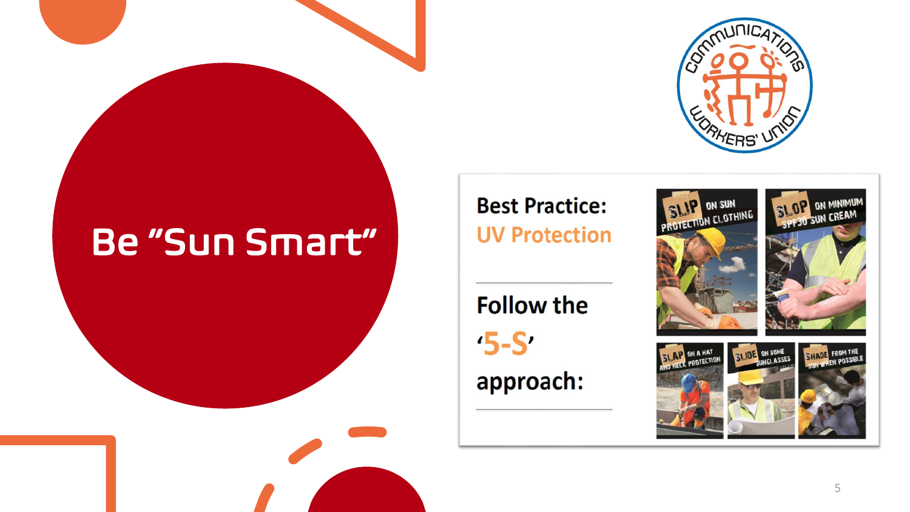# Be "Sun Smart"

**Best Practice:**
**UV Protection**

---

**Follow the**
**'5-S'**
**approach:**

---

SLIP ON SUN PROTECTION CLOTHING

SLOP ON MINIMUM SPF30 SUN CREAM

SLAP ON A HAT AND NECK PROTECTION

SLIDE ON SOME SUNGLASSES

SHADE FROM THE SUN WHEN POSSIBLE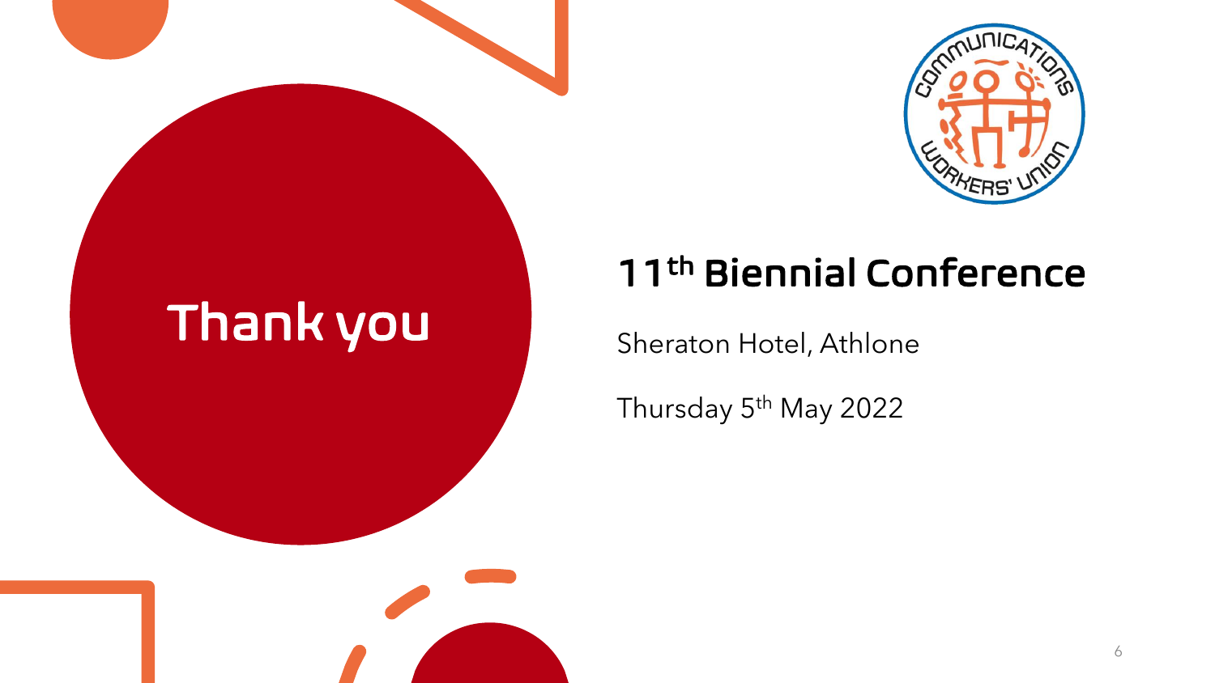# Thank you

## 11th Biennial Conference

Sheraton Hotel, Athlone

Thursday 5th May 2022